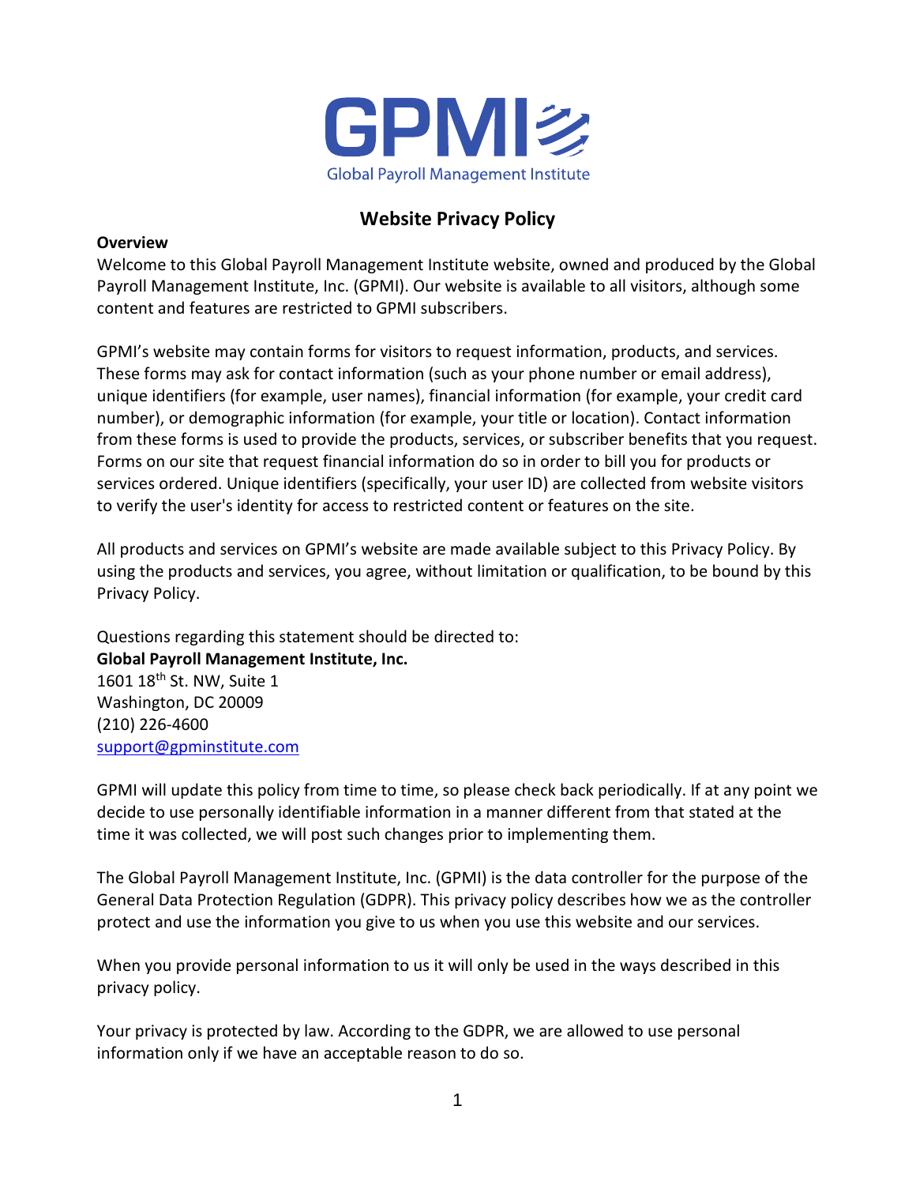GPMI

Global Payroll Management Institute

# Website Privacy Policy

**Overview**

Welcome to this Global Payroll Management Institute website, owned and produced by the Global Payroll Management Institute, Inc. (GPMI). Our website is available to all visitors, although some content and features are restricted to GPMI subscribers.

GPMI's website may contain forms for visitors to request information, products, and services. These forms may ask for contact information (such as your phone number or email address), unique identifiers (for example, user names), financial information (for example, your credit card number), or demographic information (for example, your title or location). Contact information from these forms is used to provide the products, services, or subscriber benefits that you request. Forms on our site that request financial information do so in order to bill you for products or services ordered. Unique identifiers (specifically, your user ID) are collected from website visitors to verify the user's identity for access to restricted content or features on the site.

All products and services on GPMI's website are made available subject to this Privacy Policy. By using the products and services, you agree, without limitation or qualification, to be bound by this Privacy Policy.

Questions regarding this statement should be directed to:
**Global Payroll Management Institute, Inc.**
1601 18th St. NW, Suite 1
Washington, DC 20009
(210) 226-4600
support@gpminstitute.com

GPMI will update this policy from time to time, so please check back periodically. If at any point we decide to use personally identifiable information in a manner different from that stated at the time it was collected, we will post such changes prior to implementing them.

The Global Payroll Management Institute, Inc. (GPMI) is the data controller for the purpose of the General Data Protection Regulation (GDPR). This privacy policy describes how we as the controller protect and use the information you give to us when you use this website and our services.

When you provide personal information to us it will only be used in the ways described in this privacy policy.

Your privacy is protected by law. According to the GDPR, we are allowed to use personal information only if we have an acceptable reason to do so.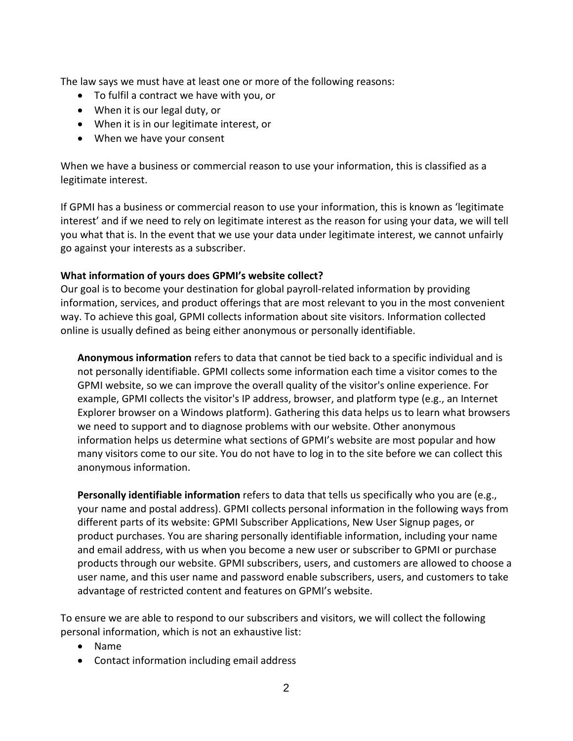The law says we must have at least one or more of the following reasons:

- To fulfil a contract we have with you, or
- When it is our legal duty, or
- When it is in our legitimate interest, or
- When we have your consent

When we have a business or commercial reason to use your information, this is classified as a legitimate interest.

If GPMI has a business or commercial reason to use your information, this is known as 'legitimate interest' and if we need to rely on legitimate interest as the reason for using your data, we will tell you what that is. In the event that we use your data under legitimate interest, we cannot unfairly go against your interests as a subscriber.

**What information of yours does GPMI's website collect?**

Our goal is to become your destination for global payroll-related information by providing information, services, and product offerings that are most relevant to you in the most convenient way. To achieve this goal, GPMI collects information about site visitors. Information collected online is usually defined as being either anonymous or personally identifiable.

**Anonymous information** refers to data that cannot be tied back to a specific individual and is not personally identifiable. GPMI collects some information each time a visitor comes to the GPMI website, so we can improve the overall quality of the visitor's online experience. For example, GPMI collects the visitor's IP address, browser, and platform type (e.g., an Internet Explorer browser on a Windows platform). Gathering this data helps us to learn what browsers we need to support and to diagnose problems with our website. Other anonymous information helps us determine what sections of GPMI's website are most popular and how many visitors come to our site. You do not have to log in to the site before we can collect this anonymous information.

**Personally identifiable information** refers to data that tells us specifically who you are (e.g., your name and postal address). GPMI collects personal information in the following ways from different parts of its website: GPMI Subscriber Applications, New User Signup pages, or product purchases. You are sharing personally identifiable information, including your name and email address, with us when you become a new user or subscriber to GPMI or purchase products through our website. GPMI subscribers, users, and customers are allowed to choose a user name, and this user name and password enable subscribers, users, and customers to take advantage of restricted content and features on GPMI's website.

To ensure we are able to respond to our subscribers and visitors, we will collect the following personal information, which is not an exhaustive list:

- Name
- Contact information including email address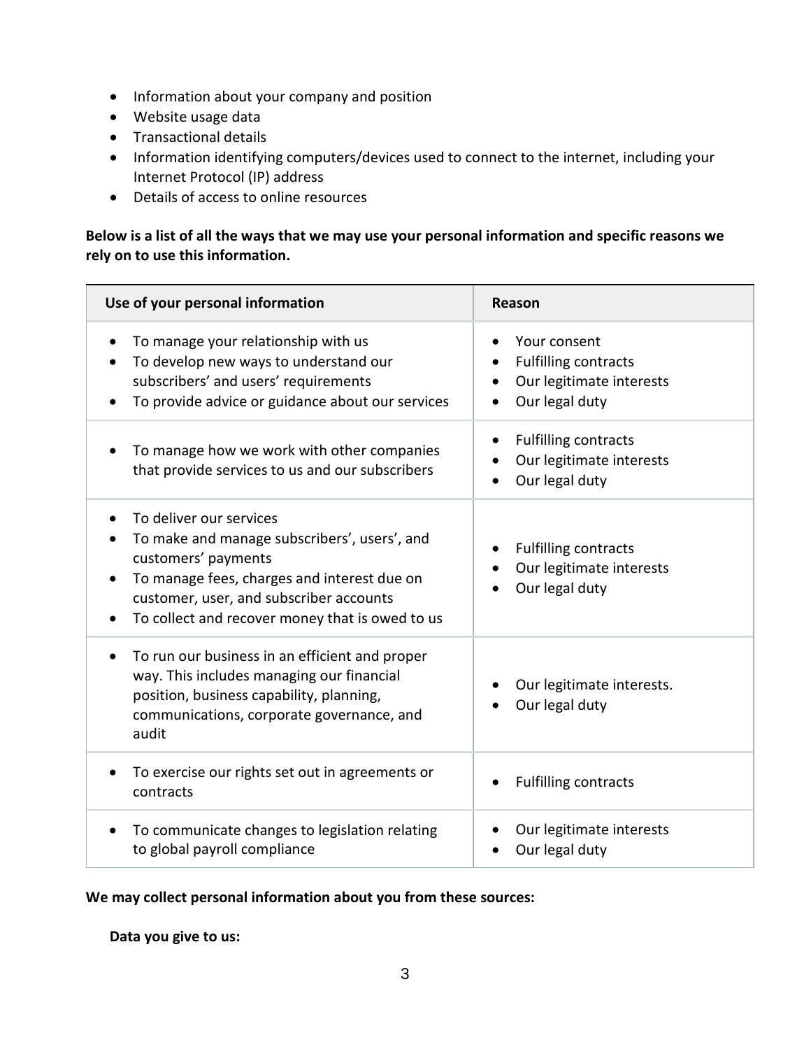- Information about your company and position
- Website usage data
- Transactional details
- Information identifying computers/devices used to connect to the internet, including your Internet Protocol (IP) address
- Details of access to online resources

**Below is a list of all the ways that we may use your personal information and specific reasons we rely on to use this information.**

| Use of your personal information | Reason |
|---|---|
| • To manage your relationship with us<br>• To develop new ways to understand our subscribers' and users' requirements<br>• To provide advice or guidance about our services | • Your consent<br>• Fulfilling contracts<br>• Our legitimate interests<br>• Our legal duty |
| • To manage how we work with other companies that provide services to us and our subscribers | • Fulfilling contracts<br>• Our legitimate interests<br>• Our legal duty |
| • To deliver our services<br>• To make and manage subscribers', users', and customers' payments<br>• To manage fees, charges and interest due on customer, user, and subscriber accounts<br>• To collect and recover money that is owed to us | • Fulfilling contracts<br>• Our legitimate interests<br>• Our legal duty |
| • To run our business in an efficient and proper way. This includes managing our financial position, business capability, planning, communications, corporate governance, and audit | • Our legitimate interests.<br>• Our legal duty |
| • To exercise our rights set out in agreements or contracts | • Fulfilling contracts |
| • To communicate changes to legislation relating to global payroll compliance | • Our legitimate interests<br>• Our legal duty |

**We may collect personal information about you from these sources:**

**Data you give to us:**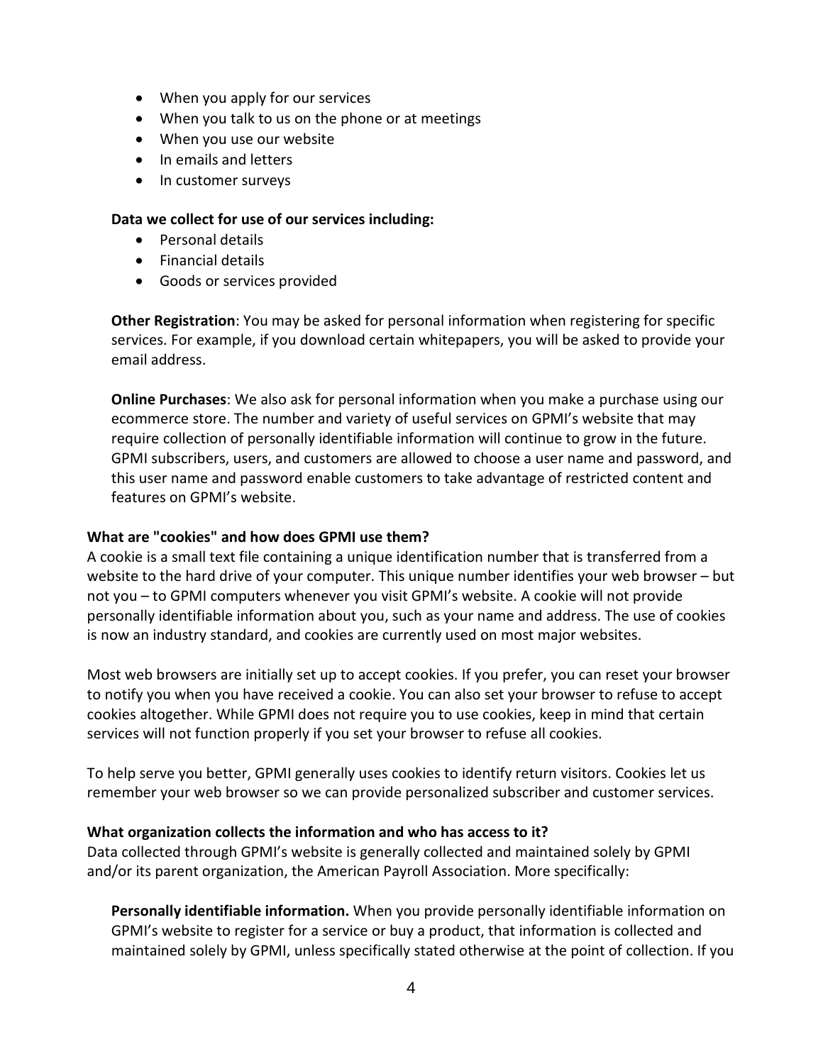- When you apply for our services
- When you talk to us on the phone or at meetings
- When you use our website
- In emails and letters
- In customer surveys

**Data we collect for use of our services including:**

- Personal details
- Financial details
- Goods or services provided

**Other Registration**: You may be asked for personal information when registering for specific services. For example, if you download certain whitepapers, you will be asked to provide your email address.

**Online Purchases**: We also ask for personal information when you make a purchase using our ecommerce store. The number and variety of useful services on GPMI's website that may require collection of personally identifiable information will continue to grow in the future. GPMI subscribers, users, and customers are allowed to choose a user name and password, and this user name and password enable customers to take advantage of restricted content and features on GPMI's website.

**What are "cookies" and how does GPMI use them?**

A cookie is a small text file containing a unique identification number that is transferred from a website to the hard drive of your computer. This unique number identifies your web browser – but not you – to GPMI computers whenever you visit GPMI's website. A cookie will not provide personally identifiable information about you, such as your name and address. The use of cookies is now an industry standard, and cookies are currently used on most major websites.

Most web browsers are initially set up to accept cookies. If you prefer, you can reset your browser to notify you when you have received a cookie. You can also set your browser to refuse to accept cookies altogether. While GPMI does not require you to use cookies, keep in mind that certain services will not function properly if you set your browser to refuse all cookies.

To help serve you better, GPMI generally uses cookies to identify return visitors. Cookies let us remember your web browser so we can provide personalized subscriber and customer services.

**What organization collects the information and who has access to it?**

Data collected through GPMI's website is generally collected and maintained solely by GPMI and/or its parent organization, the American Payroll Association. More specifically:

**Personally identifiable information.** When you provide personally identifiable information on GPMI's website to register for a service or buy a product, that information is collected and maintained solely by GPMI, unless specifically stated otherwise at the point of collection. If you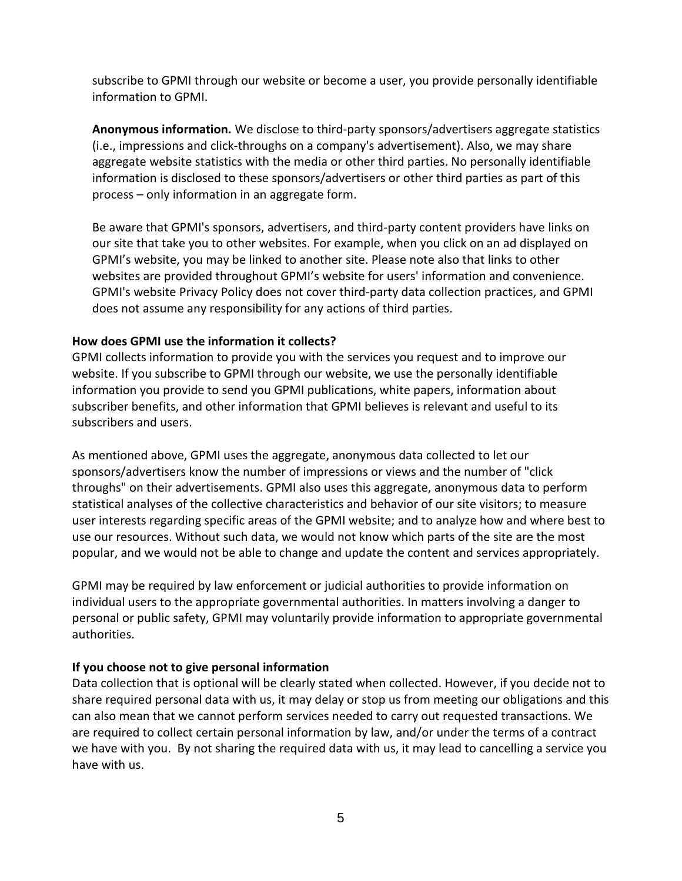subscribe to GPMI through our website or become a user, you provide personally identifiable information to GPMI.

**Anonymous information.** We disclose to third-party sponsors/advertisers aggregate statistics (i.e., impressions and click-throughs on a company's advertisement). Also, we may share aggregate website statistics with the media or other third parties. No personally identifiable information is disclosed to these sponsors/advertisers or other third parties as part of this process – only information in an aggregate form.

Be aware that GPMI's sponsors, advertisers, and third-party content providers have links on our site that take you to other websites. For example, when you click on an ad displayed on GPMI's website, you may be linked to another site. Please note also that links to other websites are provided throughout GPMI's website for users' information and convenience. GPMI's website Privacy Policy does not cover third-party data collection practices, and GPMI does not assume any responsibility for any actions of third parties.

**How does GPMI use the information it collects?**

GPMI collects information to provide you with the services you request and to improve our website. If you subscribe to GPMI through our website, we use the personally identifiable information you provide to send you GPMI publications, white papers, information about subscriber benefits, and other information that GPMI believes is relevant and useful to its subscribers and users.

As mentioned above, GPMI uses the aggregate, anonymous data collected to let our sponsors/advertisers know the number of impressions or views and the number of "click throughs" on their advertisements. GPMI also uses this aggregate, anonymous data to perform statistical analyses of the collective characteristics and behavior of our site visitors; to measure user interests regarding specific areas of the GPMI website; and to analyze how and where best to use our resources. Without such data, we would not know which parts of the site are the most popular, and we would not be able to change and update the content and services appropriately.

GPMI may be required by law enforcement or judicial authorities to provide information on individual users to the appropriate governmental authorities. In matters involving a danger to personal or public safety, GPMI may voluntarily provide information to appropriate governmental authorities.

**If you choose not to give personal information**

Data collection that is optional will be clearly stated when collected. However, if you decide not to share required personal data with us, it may delay or stop us from meeting our obligations and this can also mean that we cannot perform services needed to carry out requested transactions. We are required to collect certain personal information by law, and/or under the terms of a contract we have with you. By not sharing the required data with us, it may lead to cancelling a service you have with us.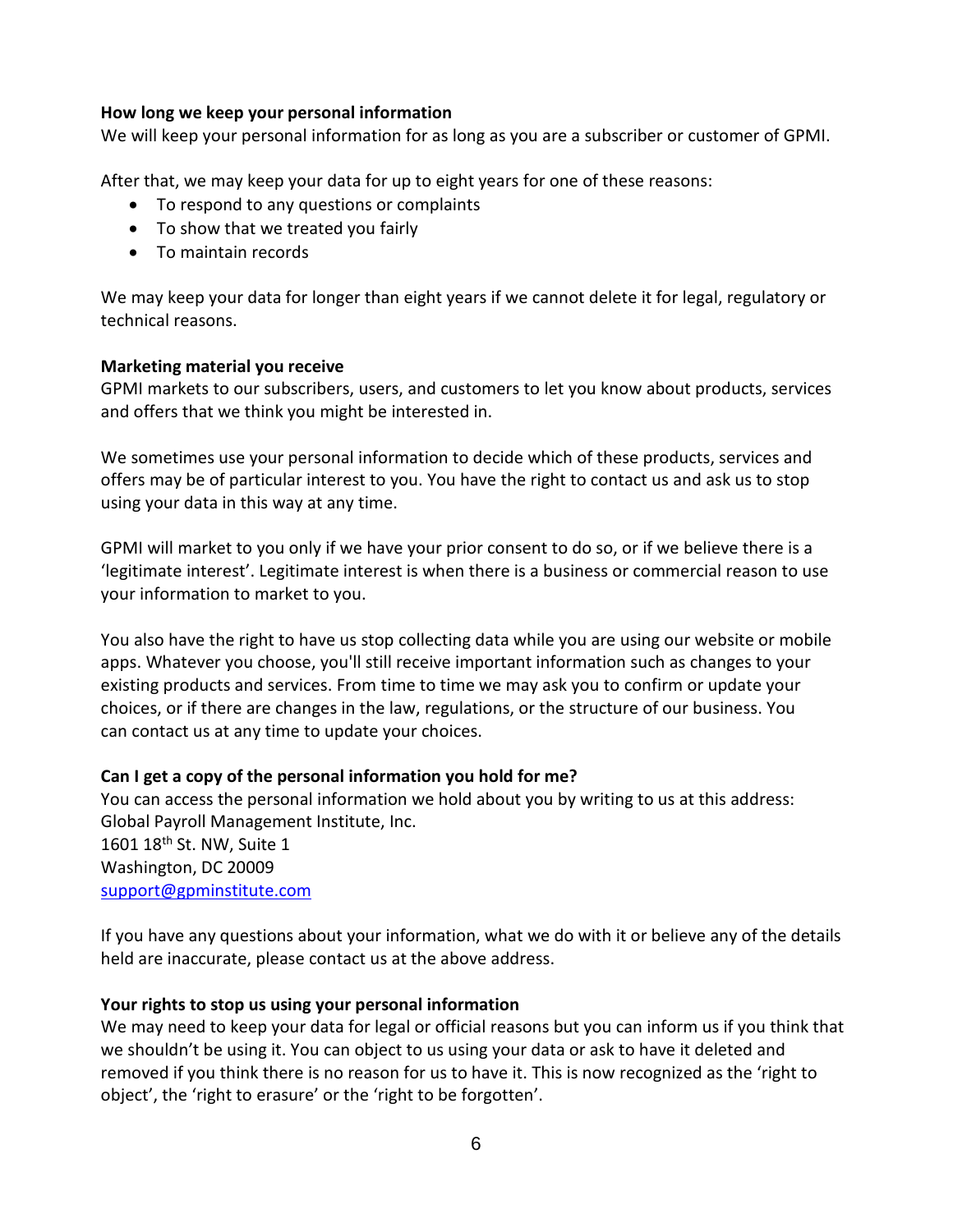**How long we keep your personal information**

We will keep your personal information for as long as you are a subscriber or customer of GPMI.

After that, we may keep your data for up to eight years for one of these reasons:

- To respond to any questions or complaints
- To show that we treated you fairly
- To maintain records

We may keep your data for longer than eight years if we cannot delete it for legal, regulatory or technical reasons.

**Marketing material you receive**

GPMI markets to our subscribers, users, and customers to let you know about products, services and offers that we think you might be interested in.

We sometimes use your personal information to decide which of these products, services and offers may be of particular interest to you. You have the right to contact us and ask us to stop using your data in this way at any time.

GPMI will market to you only if we have your prior consent to do so, or if we believe there is a 'legitimate interest'. Legitimate interest is when there is a business or commercial reason to use your information to market to you.

You also have the right to have us stop collecting data while you are using our website or mobile apps. Whatever you choose, you'll still receive important information such as changes to your existing products and services. From time to time we may ask you to confirm or update your choices, or if there are changes in the law, regulations, or the structure of our business. You can contact us at any time to update your choices.

**Can I get a copy of the personal information you hold for me?**

You can access the personal information we hold about you by writing to us at this address:
Global Payroll Management Institute, Inc.
1601 18th St. NW, Suite 1
Washington, DC 20009
support@gpminstitute.com

If you have any questions about your information, what we do with it or believe any of the details held are inaccurate, please contact us at the above address.

**Your rights to stop us using your personal information**

We may need to keep your data for legal or official reasons but you can inform us if you think that we shouldn't be using it. You can object to us using your data or ask to have it deleted and removed if you think there is no reason for us to have it. This is now recognized as the 'right to object', the 'right to erasure' or the 'right to be forgotten'.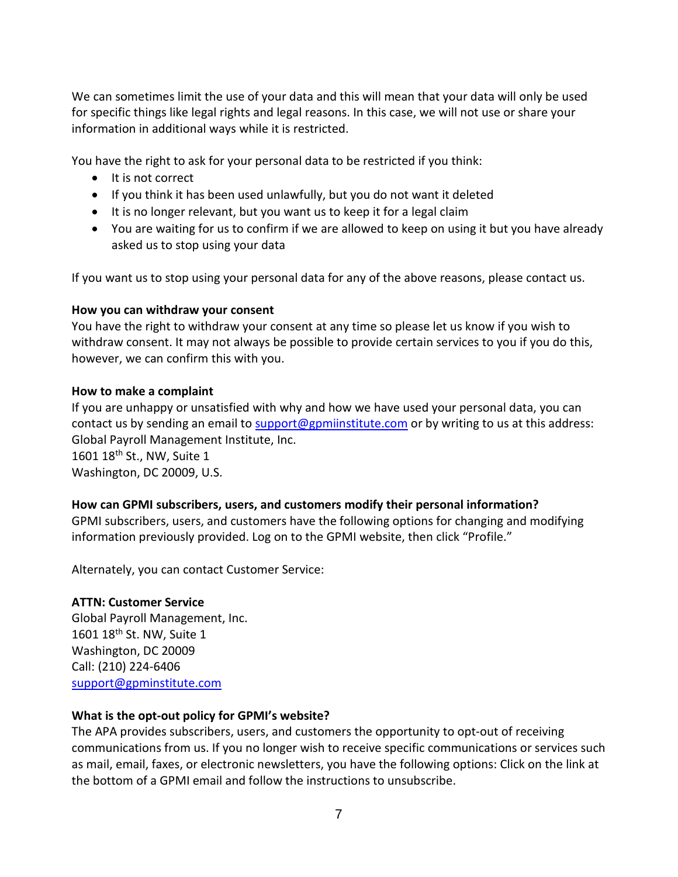We can sometimes limit the use of your data and this will mean that your data will only be used for specific things like legal rights and legal reasons. In this case, we will not use or share your information in additional ways while it is restricted.

You have the right to ask for your personal data to be restricted if you think:

- It is not correct
- If you think it has been used unlawfully, but you do not want it deleted
- It is no longer relevant, but you want us to keep it for a legal claim
- You are waiting for us to confirm if we are allowed to keep on using it but you have already asked us to stop using your data

If you want us to stop using your personal data for any of the above reasons, please contact us.

**How you can withdraw your consent**

You have the right to withdraw your consent at any time so please let us know if you wish to withdraw consent. It may not always be possible to provide certain services to you if you do this, however, we can confirm this with you.

**How to make a complaint**

If you are unhappy or unsatisfied with why and how we have used your personal data, you can contact us by sending an email to support@gpmiinstitute.com or by writing to us at this address:
Global Payroll Management Institute, Inc.
1601 18th St., NW, Suite 1
Washington, DC 20009, U.S.

**How can GPMI subscribers, users, and customers modify their personal information?**

GPMI subscribers, users, and customers have the following options for changing and modifying information previously provided. Log on to the GPMI website, then click "Profile."

Alternately, you can contact Customer Service:

**ATTN: Customer Service**
Global Payroll Management, Inc.
1601 18th St. NW, Suite 1
Washington, DC 20009
Call: (210) 224-6406
support@gpminstitute.com

**What is the opt-out policy for GPMI's website?**

The APA provides subscribers, users, and customers the opportunity to opt-out of receiving communications from us. If you no longer wish to receive specific communications or services such as mail, email, faxes, or electronic newsletters, you have the following options: Click on the link at the bottom of a GPMI email and follow the instructions to unsubscribe.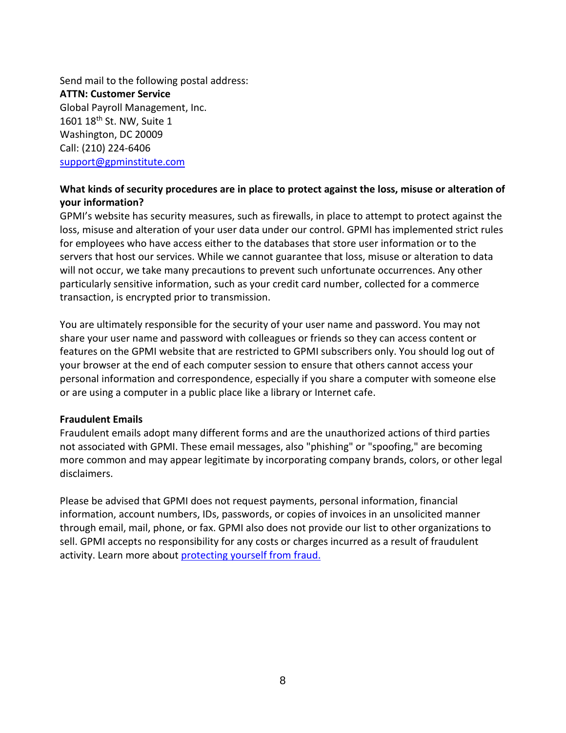Send mail to the following postal address:
**ATTN: Customer Service**
Global Payroll Management, Inc.
1601 18th St. NW, Suite 1
Washington, DC 20009
Call: (210) 224-6406
[support@gpminstitute.com](mailto:support@gpminstitute.com)

**What kinds of security procedures are in place to protect against the loss, misuse or alteration of your information?**

GPMI's website has security measures, such as firewalls, in place to attempt to protect against the loss, misuse and alteration of your user data under our control. GPMI has implemented strict rules for employees who have access either to the databases that store user information or to the servers that host our services. While we cannot guarantee that loss, misuse or alteration to data will not occur, we take many precautions to prevent such unfortunate occurrences. Any other particularly sensitive information, such as your credit card number, collected for a commerce transaction, is encrypted prior to transmission.

You are ultimately responsible for the security of your user name and password. You may not share your user name and password with colleagues or friends so they can access content or features on the GPMI website that are restricted to GPMI subscribers only. You should log out of your browser at the end of each computer session to ensure that others cannot access your personal information and correspondence, especially if you share a computer with someone else or are using a computer in a public place like a library or Internet cafe.

**Fraudulent Emails**

Fraudulent emails adopt many different forms and are the unauthorized actions of third parties not associated with GPMI. These email messages, also "phishing" or "spoofing," are becoming more common and may appear legitimate by incorporating company brands, colors, or other legal disclaimers.

Please be advised that GPMI does not request payments, personal information, financial information, account numbers, IDs, passwords, or copies of invoices in an unsolicited manner through email, mail, phone, or fax. GPMI also does not provide our list to other organizations to sell. GPMI accepts no responsibility for any costs or charges incurred as a result of fraudulent activity. Learn more about protecting yourself from fraud.